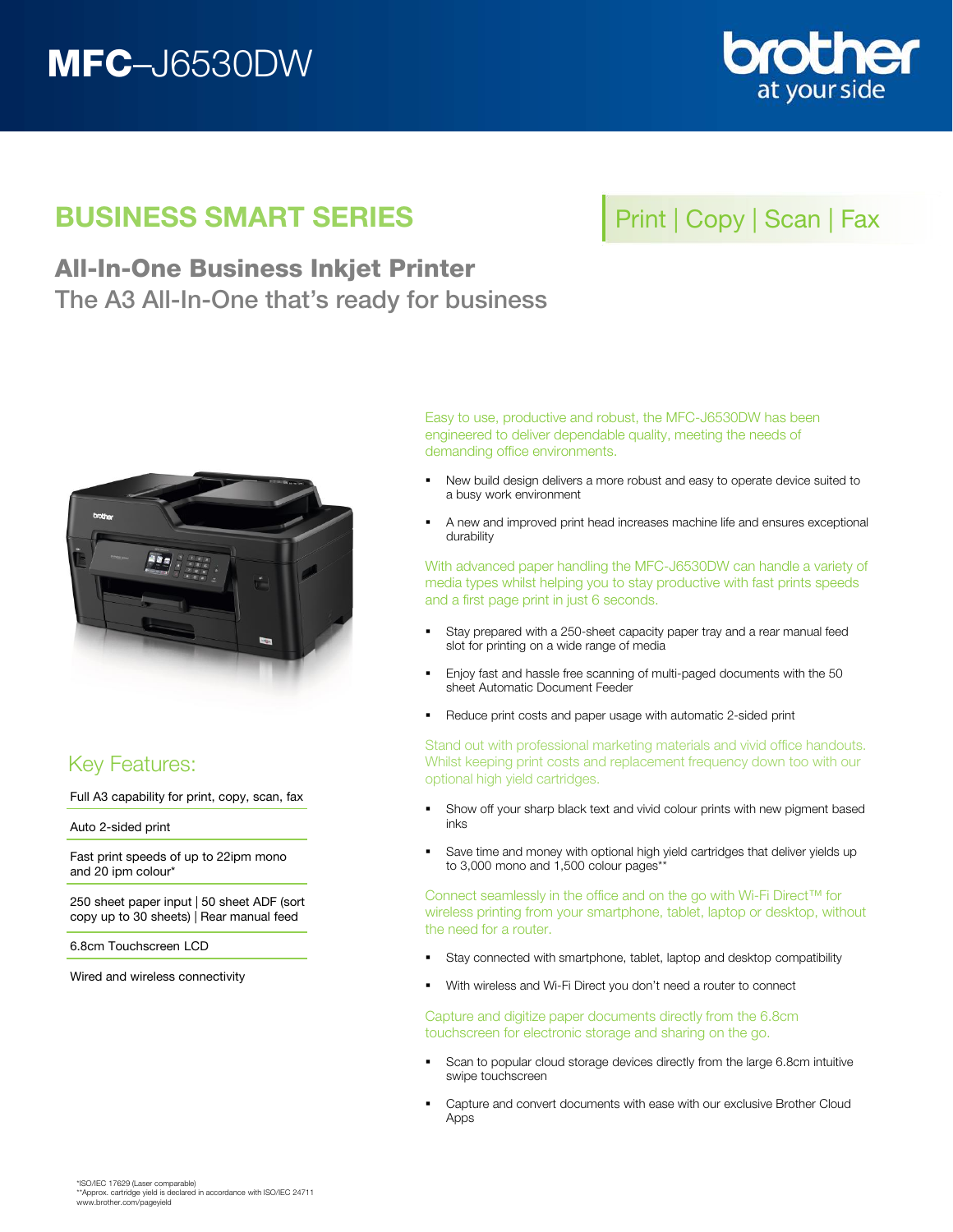# MFC–J6530DW

## BUSINESS SMART SERIES

Print | Copy | Scan | Fax

## All-In-One Business Inkjet Printer

The A3 All-In-One that's ready for business

### Key Features:

- Full A3 capability for print, copy, scan, fax
- Auto 2-sided print
- Fast print speeds of up to 22ipm mono and 20 ipm colour*
- 250 sheet paper input | 50 sheet ADF (sort copy up to 30 sheets) | Rear manual feed
- 6.8cm Touchscreen LCD
- Wired and wireless connectivity

Easy to use, productive and robust, the MFC-J6530DW has been engineered to deliver dependable quality, meeting the needs of demanding office environments.

- New build design delivers a more robust and easy to operate device suited to a busy work environment
- A new and improved print head increases machine life and ensures exceptional durability

With advanced paper handling the MFC-J6530DW can handle a variety of media types whilst helping you to stay productive with fast prints speeds and a first page print in just 6 seconds.

- Stay prepared with a 250-sheet capacity paper tray and a rear manual feed slot for printing on a wide range of media
- Enjoy fast and hassle free scanning of multi-paged documents with the 50 sheet Automatic Document Feeder
- Reduce print costs and paper usage with automatic 2-sided print

Stand out with professional marketing materials and vivid office handouts. Whilst keeping print costs and replacement frequency down too with our optional high yield cartridges.

- Show off your sharp black text and vivid colour prints with new pigment based inks
- Save time and money with optional high yield cartridges that deliver yields up to 3,000 mono and 1,500 colour pages**

Connect seamlessly in the office and on the go with Wi-Fi Direct™ for wireless printing from your smartphone, tablet, laptop or desktop, without the need for a router.

- Stay connected with smartphone, tablet, laptop and desktop compatibility
- With wireless and Wi-Fi Direct you don't need a router to connect

Capture and digitize paper documents directly from the 6.8cm touchscreen for electronic storage and sharing on the go.

- Scan to popular cloud storage devices directly from the large 6.8cm intuitive swipe touchscreen
- Capture and convert documents with ease with our exclusive Brother Cloud Apps

*ISO/IEC 17629 (Laser comparable)
**Approx. cartridge yield is declared in accordance with ISO/IEC 24711
www.brother.com/pageyield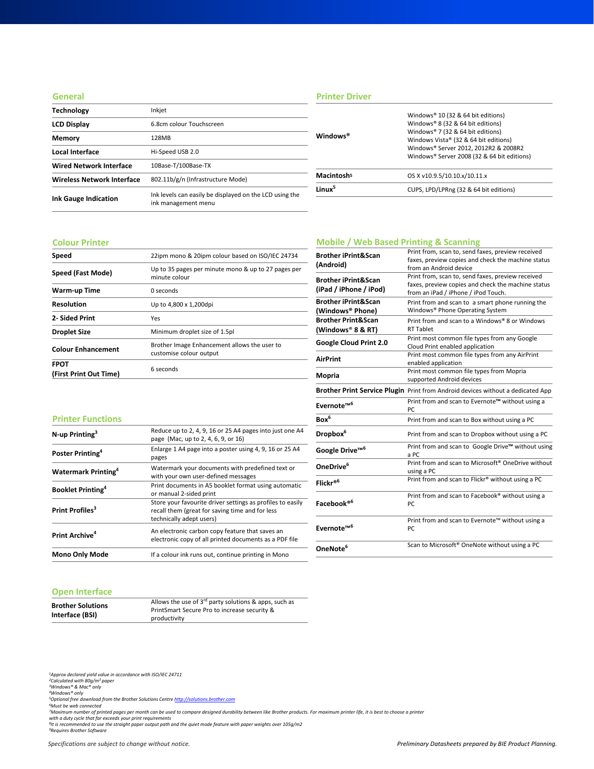## General

| | |
|---|---|
| **Technology** | Inkjet |
| **LCD Display** | 6.8cm colour Touchscreen |
| **Memory** | 128MB |
| **Local Interface** | Hi-Speed USB 2.0 |
| **Wired Network Interface** | 10Base-T/100Base-TX |
| **Wireless Network Interface** | 802.11b/g/n (Infrastructure Mode) |
| **Ink Gauge Indication** | Ink levels can easily be displayed on the LCD using the ink management menu |

## Colour Printer

| | |
|---|---|
| **Speed** | 22ipm mono & 20ipm colour based on ISO/IEC 24734 |
| **Speed (Fast Mode)** | Up to 35 pages per minute mono & up to 27 pages per minute colour |
| **Warm-up Time** | 0 seconds |
| **Resolution** | Up to 4,800 x 1,200dpi |
| **2- Sided Print** | Yes |
| **Droplet Size** | Minimum droplet size of 1.5pl |
| **Colour Enhancement** | Brother Image Enhancement allows the user to customise colour output |
| **FPOT (First Print Out Time)** | 6 seconds |

## Printer Functions

| | |
|---|---|
| **N-up Printing**[3] | Reduce up to 2, 4, 9, 16 or 25 A4 pages into just one A4 page (Mac, up to 2, 4, 6, 9, or 16) |
| **Poster Printing**[4] | Enlarge 1 A4 page into a poster using 4, 9, 16 or 25 A4 pages |
| **Watermark Printing**[4] | Watermark your documents with predefined text or with your own user-defined messages |
| **Booklet Printing**[4] | Print documents in A5 booklet format using automatic or manual 2-sided print |
| **Print Profiles**[3] | Store your favourite driver settings as profiles to easily recall them (great for saving time and for less technically adept users) |
| **Print Archive**[4] | An electronic carbon copy feature that saves an electronic copy of all printed documents as a PDF file |
| **Mono Only Mode** | If a colour ink runs out, continue printing in Mono |

## Open Interface

| | |
|---|---|
| **Brother Solutions Interface (BSI)** | Allows the use of 3rd party solutions & apps, such as PrintSmart Secure Pro to increase security & productivity |

## Printer Driver

| | |
|---|---|
| **Windows®** | Windows® 10 (32 & 64 bit editions)<br>Windows® 8 (32 & 64 bit editions)<br>Windows® 7 (32 & 64 bit editions)<br>Windows Vista® (32 & 64 bit editions)<br>Windows® Server 2012, 2012R2 & 2008R2<br>Windows® Server 2008 (32 & 64 bit editions) |
| **Macintosh**[5] | OS X v10.9.5/10.10.x/10.11.x |
| **Linux**[5] | CUPS, LPD/LPRng (32 & 64 bit editions) |

## Mobile / Web Based Printing & Scanning

| | |
|---|---|
| **Brother iPrint&Scan (Android)** | Print from, scan to, send faxes, preview received faxes, preview copies and check the machine status from an Android device |
| **Brother iPrint&Scan (iPad / iPhone / iPod)** | Print from, scan to, send faxes, preview received faxes, preview copies and check the machine status from an iPad / iPhone / iPod Touch. |
| **Brother iPrint&Scan (Windows® Phone)** | Print from and scan to a smart phone running the Windows® Phone Operating System |
| **Brother Print&Scan (Windows® 8 & RT)** | Print from and scan to a Windows® 8 or Windows RT Tablet |
| **Google Cloud Print 2.0** | Print most common file types from any Google Cloud Print enabled application |
| **AirPrint** | Print most common file types from any AirPrint enabled application |
| **Mopria** | Print most common file types from Mopria supported Android devices |
| **Brother Print Service Plugin** | Print from Android devices without a dedicated App |
| **Evernote™**[6] | Print from and scan to Evernote™ without using a PC |
| **Box**[6] | Print from and scan to Box without using a PC |
| **Dropbox**[6] | Print from and scan to Dropbox without using a PC |
| **Google Drive™**[6] | Print from and scan to Google Drive™ without using a PC |
| **OneDrive**[6] | Print from and scan to Microsoft® OneDrive without using a PC |
| **Flickr®**[6] | Print from and scan to Flickr® without using a PC |
| **Facebook®**[6] | Print from and scan to Facebook® without using a PC |
| **Evernote™**[6] | Print from and scan to Evernote™ without using a PC |
| **OneNote**[6] | Scan to Microsoft® OneNote without using a PC |

*[1]Approx declared yield value in accordance with ISO/IEC 24711*
*[2]Calculated with 80g/m² paper*
*[3]Windows® & Mac® only*
*[4]Windows® only*
*[5]Optional free download from the Brother Solutions Centre http://solutions.brother.com*
*[6]Must be web connected*
*[7]Maximum number of printed pages per month can be used to compare designed durability between like Brother products. For maximum printer life, it is best to choose a printer with a duty cycle that far exceeds your print requirements*
*[8]It is recommended to use the straight paper output path and the quiet mode feature with paper weights over 105g/m2*
*[9]Requires Brother Software*

*Specifications are subject to change without notice.*

*Preliminary Datasheets prepared by BIE Product Planning.*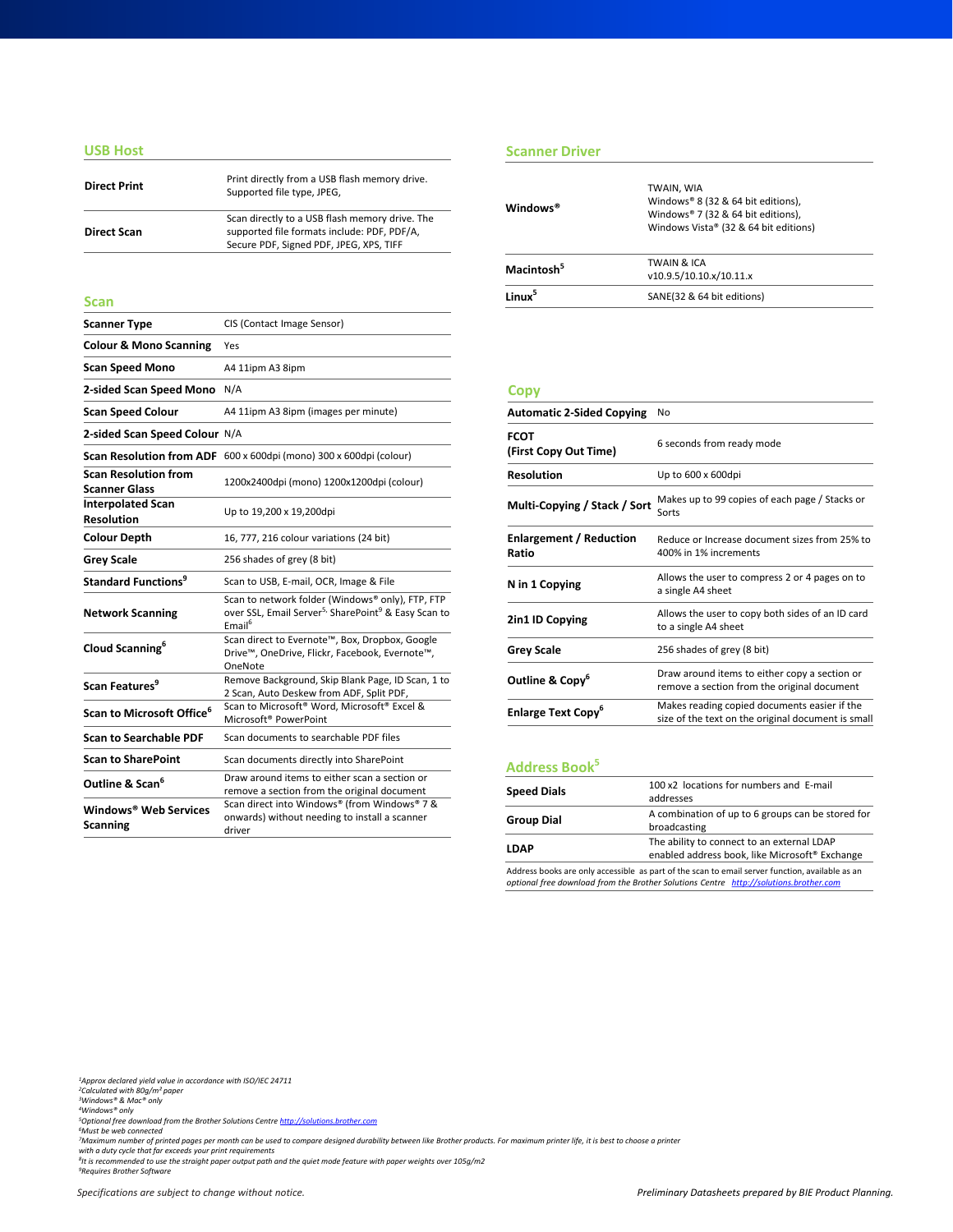## USB Host

| | |
|---|---|
| **Direct Print** | Print directly from a USB flash memory drive. Supported file type, JPEG, |
| **Direct Scan** | Scan directly to a USB flash memory drive. The supported file formats include: PDF, PDF/A, Secure PDF, Signed PDF, JPEG, XPS, TIFF |

## Scan

| | |
|---|---|
| **Scanner Type** | CIS (Contact Image Sensor) |
| **Colour & Mono Scanning** | Yes |
| **Scan Speed Mono** | A4 11ipm A3 8ipm |
| **2-sided Scan Speed Mono** | N/A |
| **Scan Speed Colour** | A4 11ipm A3 8ipm (images per minute) |
| **2-sided Scan Speed Colour** | N/A |
| **Scan Resolution from ADF** | 600 x 600dpi (mono) 300 x 600dpi (colour) |
| **Scan Resolution from Scanner Glass** | 1200x2400dpi (mono) 1200x1200dpi (colour) |
| **Interpolated Scan Resolution** | Up to 19,200 x 19,200dpi |
| **Colour Depth** | 16, 777, 216 colour variations (24 bit) |
| **Grey Scale** | 256 shades of grey (8 bit) |
| **Standard Functions**[9] | Scan to USB, E-mail, OCR, Image & File |
| **Network Scanning** | Scan to network folder (Windows® only), FTP, FTP over SSL, Email Server[5,] SharePoint[9] & Easy Scan to Email[6] |
| **Cloud Scanning**[6] | Scan direct to Evernote™, Box, Dropbox, Google Drive™, OneDrive, Flickr, Facebook, Evernote™, OneNote |
| **Scan Features**[9] | Remove Background, Skip Blank Page, ID Scan, 1 to 2 Scan, Auto Deskew from ADF, Split PDF, |
| **Scan to Microsoft Office**[6] | Scan to Microsoft® Word, Microsoft® Excel & Microsoft® PowerPoint |
| **Scan to Searchable PDF** | Scan documents to searchable PDF files |
| **Scan to SharePoint** | Scan documents directly into SharePoint |
| **Outline & Scan**[6] | Draw around items to either scan a section or remove a section from the original document |
| **Windows® Web Services Scanning** | Scan direct into Windows® (from Windows® 7 & onwards) without needing to install a scanner driver |

## Scanner Driver

| | |
|---|---|
| **Windows®** | TWAIN, WIA<br>Windows® 8 (32 & 64 bit editions),<br>Windows® 7 (32 & 64 bit editions),<br>Windows Vista® (32 & 64 bit editions) |
| **Macintosh**[5] | TWAIN & ICA<br>v10.9.5/10.10.x/10.11.x |
| **Linux**[5] | SANE(32 & 64 bit editions) |

## Copy

| | |
|---|---|
| **Automatic 2-Sided Copying** | No |
| **FCOT (First Copy Out Time)** | 6 seconds from ready mode |
| **Resolution** | Up to 600 x 600dpi |
| **Multi-Copying / Stack / Sort** | Makes up to 99 copies of each page / Stacks or Sorts |
| **Enlargement / Reduction Ratio** | Reduce or Increase document sizes from 25% to 400% in 1% increments |
| **N in 1 Copying** | Allows the user to compress 2 or 4 pages on to a single A4 sheet |
| **2in1 ID Copying** | Allows the user to copy both sides of an ID card to a single A4 sheet |
| **Grey Scale** | 256 shades of grey (8 bit) |
| **Outline & Copy**[6] | Draw around items to either copy a section or remove a section from the original document |
| **Enlarge Text Copy**[6] | Makes reading copied documents easier if the size of the text on the original document is small |

## Address Book[5]

| | |
|---|---|
| **Speed Dials** | 100 x2 locations for numbers and E-mail addresses |
| **Group Dial** | A combination of up to 6 groups can be stored for broadcasting |
| **LDAP** | The ability to connect to an external LDAP enabled address book, like Microsoft® Exchange |

*Address books are only accessible as part of the scan to email server function, available as an optional free download from the Brother Solutions Centre* *http://solutions.brother.com*

*[1]Approx declared yield value in accordance with ISO/IEC 24711*
*[2]Calculated with 80g/m² paper*
*[3]Windows® & Mac® only*
*[4]Windows® only*
*[5]Optional free download from the Brother Solutions Centre http://solutions.brother.com*
*[6]Must be web connected*
*[7]Maximum number of printed pages per month can be used to compare designed durability between like Brother products. For maximum printer life, it is best to choose a printer with a duty cycle that far exceeds your print requirements*
*[8]It is recommended to use the straight paper output path and the quiet mode feature with paper weights over 105g/m2*
*[9]Requires Brother Software*

*Specifications are subject to change without notice.*

*Preliminary Datasheets prepared by BIE Product Planning.*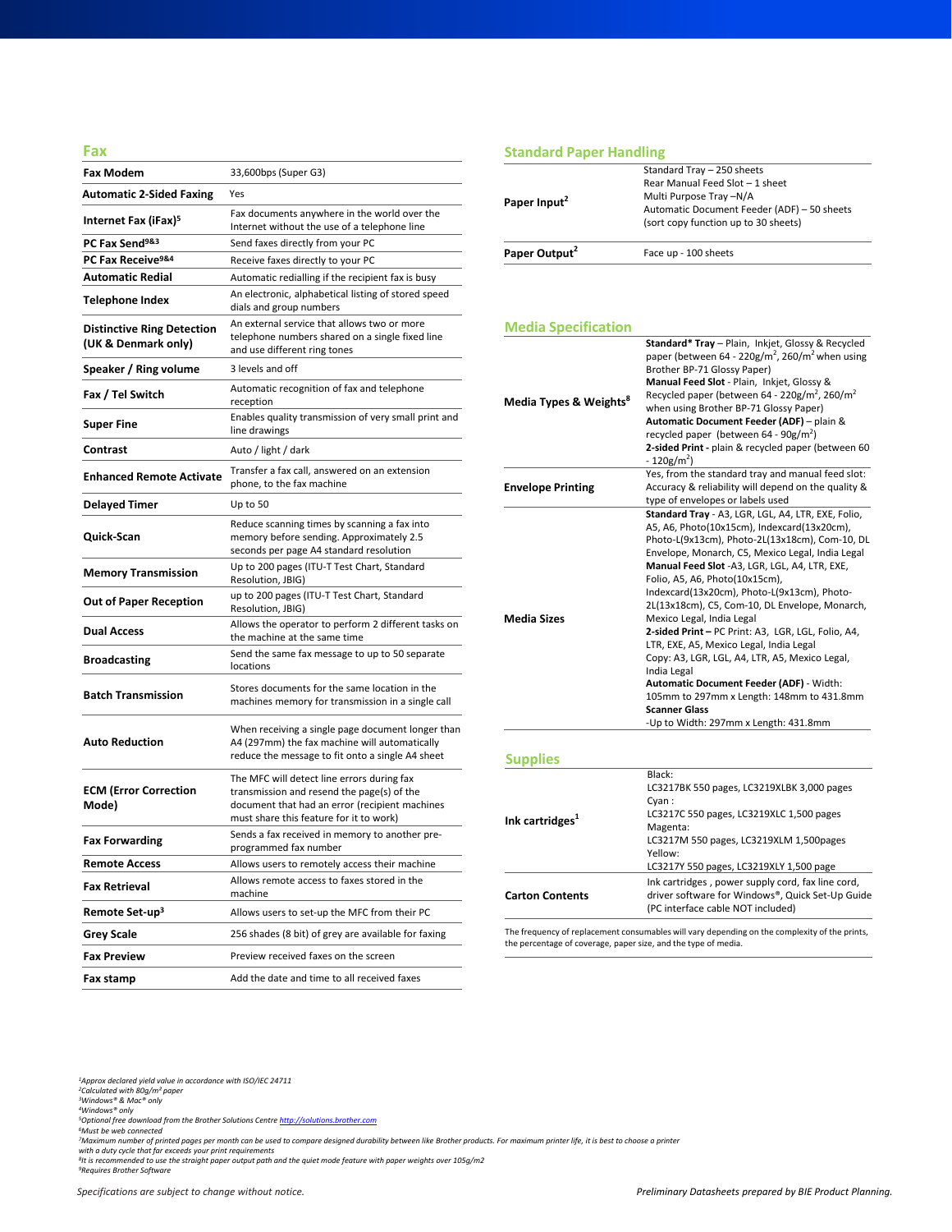## Fax

| | |
|---|---|
| **Fax Modem** | 33,600bps (Super G3) |
| **Automatic 2-Sided Faxing** | Yes |
| **Internet Fax (iFax)**[5] | Fax documents anywhere in the world over the Internet without the use of a telephone line |
| **PC Fax Send**[9&3] | Send faxes directly from your PC |
| **PC Fax Receive**[9&4] | Receive faxes directly to your PC |
| **Automatic Redial** | Automatic redialling if the recipient fax is busy |
| **Telephone Index** | An electronic, alphabetical listing of stored speed dials and group numbers |
| **Distinctive Ring Detection (UK & Denmark only)** | An external service that allows two or more telephone numbers shared on a single fixed line and use different ring tones |
| **Speaker / Ring volume** | 3 levels and off |
| **Fax / Tel Switch** | Automatic recognition of fax and telephone reception |
| **Super Fine** | Enables quality transmission of very small print and line drawings |
| **Contrast** | Auto / light / dark |
| **Enhanced Remote Activate** | Transfer a fax call, answered on an extension phone, to the fax machine |
| **Delayed Timer** | Up to 50 |
| **Quick-Scan** | Reduce scanning times by scanning a fax into memory before sending. Approximately 2.5 seconds per page A4 standard resolution |
| **Memory Transmission** | Up to 200 pages (ITU-T Test Chart, Standard Resolution, JBIG) |
| **Out of Paper Reception** | up to 200 pages (ITU-T Test Chart, Standard Resolution, JBIG) |
| **Dual Access** | Allows the operator to perform 2 different tasks on the machine at the same time |
| **Broadcasting** | Send the same fax message to up to 50 separate locations |
| **Batch Transmission** | Stores documents for the same location in the machines memory for transmission in a single call |
| **Auto Reduction** | When receiving a single page document longer than A4 (297mm) the fax machine will automatically reduce the message to fit onto a single A4 sheet |
| **ECM (Error Correction Mode)** | The MFC will detect line errors during fax transmission and resend the page(s) of the document that had an error (recipient machines must share this feature for it to work) |
| **Fax Forwarding** | Sends a fax received in memory to another pre-programmed fax number |
| **Remote Access** | Allows users to remotely access their machine |
| **Fax Retrieval** | Allows remote access to faxes stored in the machine |
| **Remote Set-up**[3] | Allows users to set-up the MFC from their PC |
| **Grey Scale** | 256 shades (8 bit) of grey are available for faxing |
| **Fax Preview** | Preview received faxes on the screen |
| **Fax stamp** | Add the date and time to all received faxes |

## Standard Paper Handling

| | |
|---|---|
| **Paper Input**[2] | Standard Tray – 250 sheets<br>Rear Manual Feed Slot – 1 sheet<br>Multi Purpose Tray –N/A<br>Automatic Document Feeder (ADF) – 50 sheets<br>(sort copy function up to 30 sheets) |
| **Paper Output**[2] | Face up - 100 sheets |

## Media Specification

| | |
|---|---|
| **Media Types & Weights**[8] | **Standard* Tray** – Plain, Inkjet, Glossy & Recycled paper (between 64 - 220g/m$^2$, 260/m$^2$ when using Brother BP-71 Glossy Paper)<br>**Manual Feed Slot** - Plain, Inkjet, Glossy & Recycled paper (between 64 - 220g/m$^2$, 260/m$^2$ when using Brother BP-71 Glossy Paper)<br>**Automatic Document Feeder (ADF)** – plain & recycled paper (between 64 - 90g/m$^2$)<br>**2-sided Print** - plain & recycled paper (between 60 - 120g/m$^2$) |
| **Envelope Printing** | Yes, from the standard tray and manual feed slot: Accuracy & reliability will depend on the quality & type of envelopes or labels used |
| **Media Sizes** | **Standard Tray** - A3, LGR, LGL, A4, LTR, EXE, Folio, A5, A6, Photo(10x15cm), Indexcard(13x20cm), Photo-L(9x13cm), Photo-2L(13x18cm), Com-10, DL Envelope, Monarch, C5, Mexico Legal, India Legal<br>**Manual Feed Slot** -A3, LGR, LGL, A4, LTR, EXE, Folio, A5, A6, Photo(10x15cm), Indexcard(13x20cm), Photo-L(9x13cm), Photo-2L(13x18cm), C5, Com-10, DL Envelope, Monarch, Mexico Legal, India Legal<br>**2-sided Print –** PC Print: A3, LGR, LGL, Folio, A4, LTR, EXE, A5, Mexico Legal, India Legal<br>Copy: A3, LGR, LGL, A4, LTR, A5, Mexico Legal, India Legal<br>**Automatic Document Feeder (ADF)** - Width: 105mm to 297mm x Length: 148mm to 431.8mm<br>**Scanner Glass**<br>-Up to Width: 297mm x Length: 431.8mm |

## Supplies

| | |
|---|---|
| **Ink cartridges**[1] | Black:<br>LC3217BK 550 pages, LC3219XLBK 3,000 pages<br>Cyan :<br>LC3217C 550 pages, LC3219XLC 1,500 pages<br>Magenta:<br>LC3217M 550 pages, LC3219XLM 1,500pages<br>Yellow:<br>LC3217Y 550 pages, LC3219XLY 1,500 page |
| **Carton Contents** | Ink cartridges , power supply cord, fax line cord, driver software for Windows®, Quick Set-Up Guide (PC interface cable NOT included) |

The frequency of replacement consumables will vary depending on the complexity of the prints, the percentage of coverage, paper size, and the type of media.

*1Approx declared yield value in accordance with ISO/IEC 24711*
*2Calculated with 80g/m² paper*
*3Windows® & Mac® only*
*4Windows® only*
*5Optional free download from the Brother Solutions Centre http://solutions.brother.com*
*6Must be web connected*
*7Maximum number of printed pages per month can be used to compare designed durability between like Brother products. For maximum printer life, it is best to choose a printer with a duty cycle that far exceeds your print requirements*
*8It is recommended to use the straight paper output path and the quiet mode feature with paper weights over 105g/m2*
*9Requires Brother Software*

*Specifications are subject to change without notice.*

*Preliminary Datasheets prepared by BIE Product Planning.*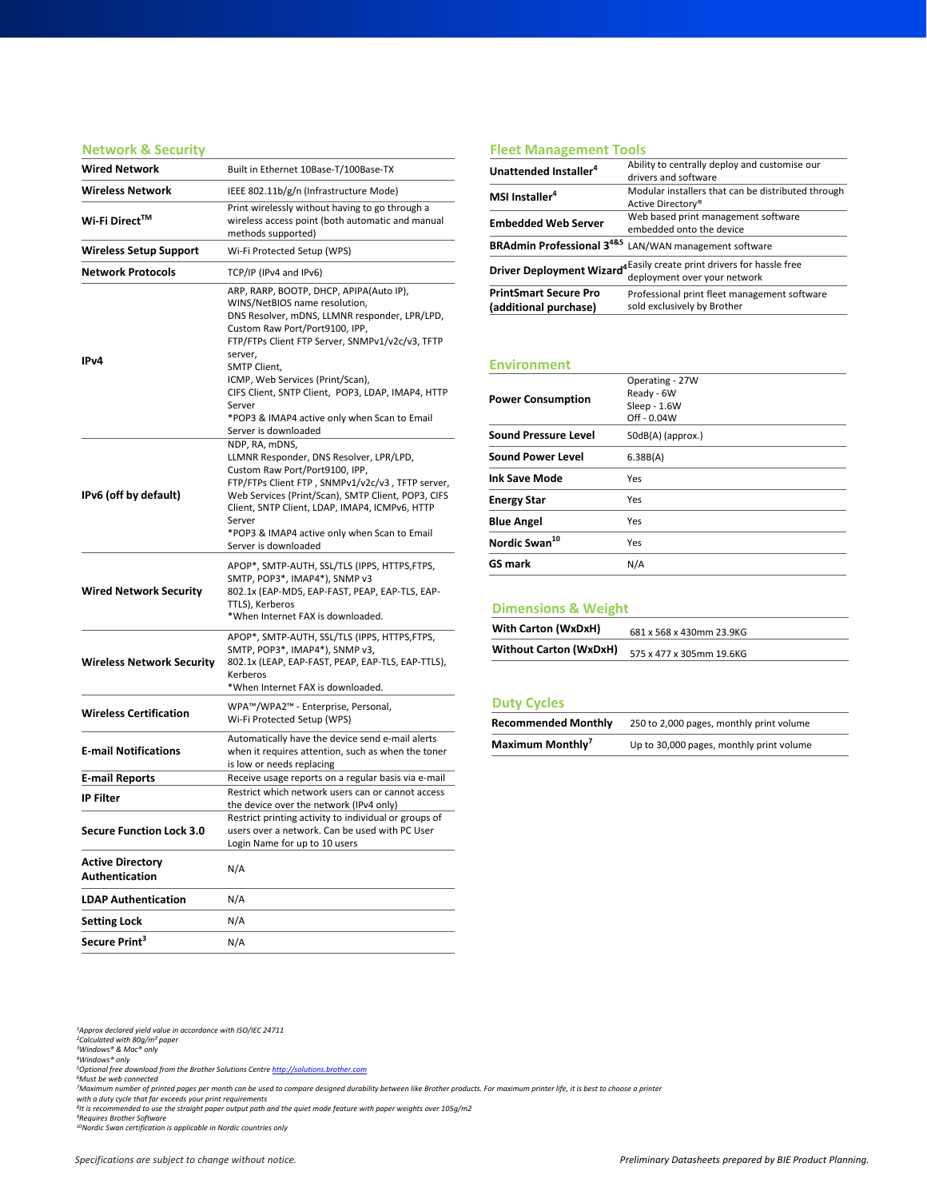## Network & Security

| | |
|---|---|
| **Wired Network** | Built in Ethernet 10Base-T/100Base-TX |
| **Wireless Network** | IEEE 802.11b/g/n (Infrastructure Mode) |
| **Wi-Fi Direct™** | Print wirelessly without having to go through a wireless access point (both automatic and manual methods supported) |
| **Wireless Setup Support** | Wi-Fi Protected Setup (WPS) |
| **Network Protocols** | TCP/IP (IPv4 and IPv6) |
| **IPv4** | ARP, RARP, BOOTP, DHCP, APIPA(Auto IP), WINS/NetBIOS name resolution, DNS Resolver, mDNS, LLMNR responder, LPR/LPD, Custom Raw Port/Port9100, IPP, FTP/FTPs Client FTP Server, SNMPv1/v2c/v3, TFTP server, SMTP Client, ICMP, Web Services (Print/Scan), CIFS Client, SNTP Client, POP3, LDAP, IMAP4, HTTP Server *POP3 & IMAP4 active only when Scan to Email Server is downloaded |
| **IPv6 (off by default)** | NDP, RA, mDNS, LLMNR Responder, DNS Resolver, LPR/LPD, Custom Raw Port/Port9100, IPP, FTP/FTPs Client FTP , SNMPv1/v2c/v3 , TFTP server, Web Services (Print/Scan), SMTP Client, POP3, CIFS Client, SNTP Client, LDAP, IMAP4, ICMPv6, HTTP Server *POP3 & IMAP4 active only when Scan to Email Server is downloaded |
| **Wired Network Security** | APOP*, SMTP-AUTH, SSL/TLS (IPPS, HTTPS,FTPS, SMTP, POP3*, IMAP4*), SNMP v3 802.1x (EAP-MD5, EAP-FAST, PEAP, EAP-TLS, EAP-TTLS), Kerberos *When Internet FAX is downloaded. |
| **Wireless Network Security** | APOP*, SMTP-AUTH, SSL/TLS (IPPS, HTTPS,FTPS, SMTP, POP3*, IMAP4*), SNMP v3, 802.1x (LEAP, EAP-FAST, PEAP, EAP-TLS, EAP-TTLS), Kerberos *When Internet FAX is downloaded. |
| **Wireless Certification** | WPA™/WPA2™ - Enterprise, Personal, Wi-Fi Protected Setup (WPS) |
| **E-mail Notifications** | Automatically have the device send e-mail alerts when it requires attention, such as when the toner is low or needs replacing |
| **E-mail Reports** | Receive usage reports on a regular basis via e-mail |
| **IP Filter** | Restrict which network users can or cannot access the device over the network (IPv4 only) |
| **Secure Function Lock 3.0** | Restrict printing activity to individual or groups of users over a network. Can be used with PC User Login Name for up to 10 users |
| **Active Directory Authentication** | N/A |
| **LDAP Authentication** | N/A |
| **Setting Lock** | N/A |
| **Secure Print[3]** | N/A |

## Fleet Management Tools

| | |
|---|---|
| **Unattended Installer[4]** | Ability to centrally deploy and customise our drivers and software |
| **MSI Installer[4]** | Modular installers that can be distributed through Active Directory® |
| **Embedded Web Server** | Web based print management software embedded onto the device |
| **BRAdmin Professional 3[4&5]** | LAN/WAN management software |
| **Driver Deployment Wizard[4]** | Easily create print drivers for hassle free deployment over your network |
| **PrintSmart Secure Pro (additional purchase)** | Professional print fleet management software sold exclusively by Brother |

## Environment

| | |
|---|---|
| **Power Consumption** | Operating - 27W Ready - 6W Sleep - 1.6W Off - 0.04W |
| **Sound Pressure Level** | 50dB(A) (approx.) |
| **Sound Power Level** | 6.38B(A) |
| **Ink Save Mode** | Yes |
| **Energy Star** | Yes |
| **Blue Angel** | Yes |
| **Nordic Swan[10]** | Yes |
| **GS mark** | N/A |

## Dimensions & Weight

| | |
|---|---|
| **With Carton (WxDxH)** | 681 x 568 x 430mm 23.9KG |
| **Without Carton (WxDxH)** | 575 x 477 x 305mm 19.6KG |

## Duty Cycles

| | |
|---|---|
| **Recommended Monthly** | 250 to 2,000 pages, monthly print volume |
| **Maximum Monthly[7]** | Up to 30,000 pages, monthly print volume |

*[1]Approx declared yield value in accordance with ISO/IEC 24711*
*[2]Calculated with 80g/m² paper*
*[3]Windows® & Mac® only*
*[4]Windows® only*
*[5]Optional free download from the Brother Solutions Centre http://solutions.brother.com*
*[6]Must be web connected*
*[7]Maximum number of printed pages per month can be used to compare designed durability between like Brother products. For maximum printer life, it is best to choose a printer with a duty cycle that far exceeds your print requirements*
*[8]It is recommended to use the straight paper output path and the quiet mode feature with paper weights over 105g/m2*
*[9]Requires Brother Software*
*[10]Nordic Swan certification is applicable in Nordic countries only*

*Specifications are subject to change without notice.*

*Preliminary Datasheets prepared by BIE Product Planning.*